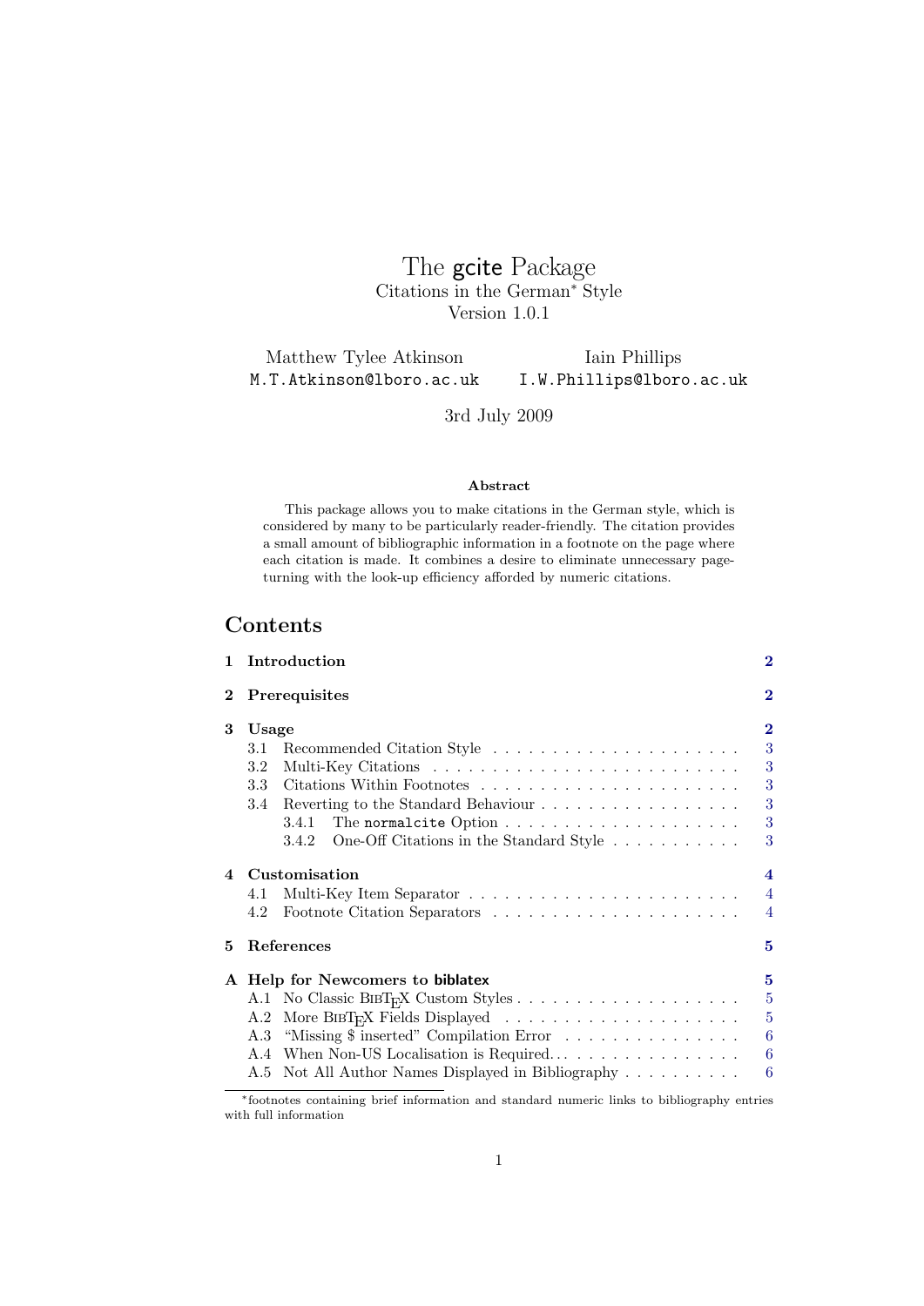# The gcite Package

Citations in the German[*] Style

Version 1.0.1

Matthew Tylee Atkinson
M.T.Atkinson@lboro.ac.uk

Iain Phillips
I.W.Phillips@lboro.ac.uk

3rd July 2009

**Abstract**

This package allows you to make citations in the German style, which is considered by many to be particularly reader-friendly. The citation provides a small amount of bibliographic information in a footnote on the page where each citation is made. It combines a desire to eliminate unnecessary page-turning with the look-up efficiency afforded by numeric citations.

## Contents

- **1 Introduction** — 2
- **2 Prerequisites** — 2
- **3 Usage** — 2
  - 3.1 Recommended Citation Style — 3
  - 3.2 Multi-Key Citations — 3
  - 3.3 Citations Within Footnotes — 3
  - 3.4 Reverting to the Standard Behaviour — 3
    - 3.4.1 The `normalcite` Option — 3
    - 3.4.2 One-Off Citations in the Standard Style — 3
- **4 Customisation** — 4
  - 4.1 Multi-Key Item Separator — 4
  - 4.2 Footnote Citation Separators — 4
- **5 References** — 5
- **A Help for Newcomers to biblatex** — 5
  - A.1 No Classic BibTeX Custom Styles — 5
  - A.2 More BibTeX Fields Displayed — 5
  - A.3 "Missing $ inserted" Compilation Error — 6
  - A.4 When Non-US Localisation is Required… — 6
  - A.5 Not All Author Names Displayed in Bibliography — 6

[*] footnotes containing brief information and standard numeric links to bibliography entries with full information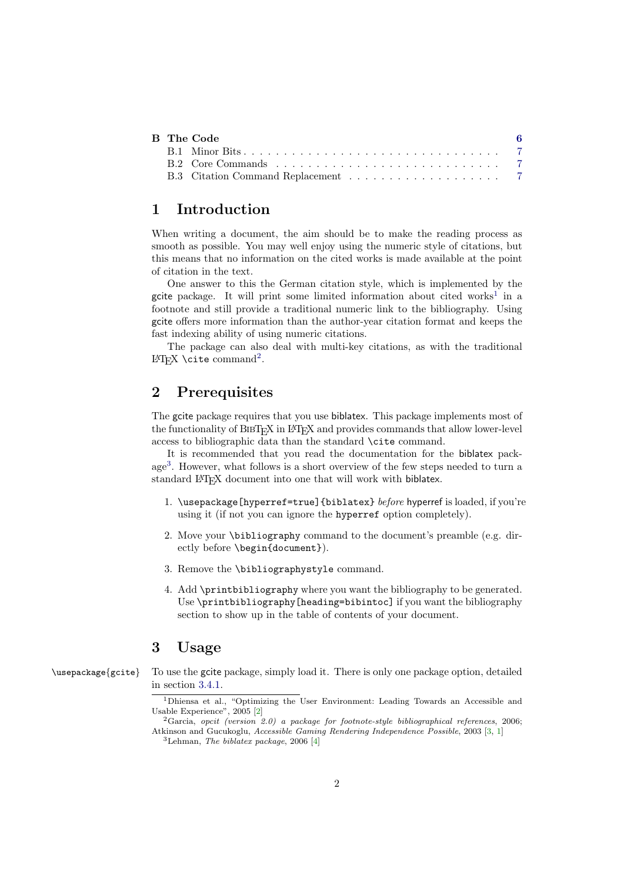**B The Code** 6

- B.1 Minor Bits . . . . . . . . 7
- B.2 Core Commands . . . . . . . . 7
- B.3 Citation Command Replacement . . . . . . . . 7

# 1 Introduction

When writing a document, the aim should be to make the reading process as smooth as possible. You may well enjoy using the numeric style of citations, but this means that no information on the cited works is made available at the point of citation in the text.

One answer to this the German citation style, which is implemented by the gcite package. It will print some limited information about cited works[1] in a footnote and still provide a traditional numeric link to the bibliography. Using gcite offers more information than the author-year citation format and keeps the fast indexing ability of using numeric citations.

The package can also deal with multi-key citations, as with the traditional LaTeX `\cite` command[2].

# 2 Prerequisites

The gcite package requires that you use biblatex. This package implements most of the functionality of BibTeX in LaTeX and provides commands that allow lower-level access to bibliographic data than the standard `\cite` command.

It is recommended that you read the documentation for the biblatex package[3]. However, what follows is a short overview of the few steps needed to turn a standard LaTeX document into one that will work with biblatex.

1. `\usepackage[hyperref=true]{biblatex}` *before* hyperref is loaded, if you're using it (if not you can ignore the `hyperref` option completely).
2. Move your `\bibliography` command to the document's preamble (e.g. directly before `\begin{document}`).
3. Remove the `\bibliographystyle` command.
4. Add `\printbibliography` where you want the bibliography to be generated. Use `\printbibliography[heading=bibintoc]` if you want the bibliography section to show up in the table of contents of your document.

# 3 Usage

`\usepackage{gcite}`

To use the gcite package, simply load it. There is only one package option, detailed in section 3.4.1.

---

[1] Dhiensa et al., "Optimizing the User Environment: Leading Towards an Accessible and Usable Experience", 2005 [2]

[2] Garcia, *opcit (version 2.0) a package for footnote-style bibliographical references*, 2006; Atkinson and Gucukoglu, *Accessible Gaming Rendering Independence Possible*, 2003 [3, 1]

[3] Lehman, *The biblatex package*, 2006 [4]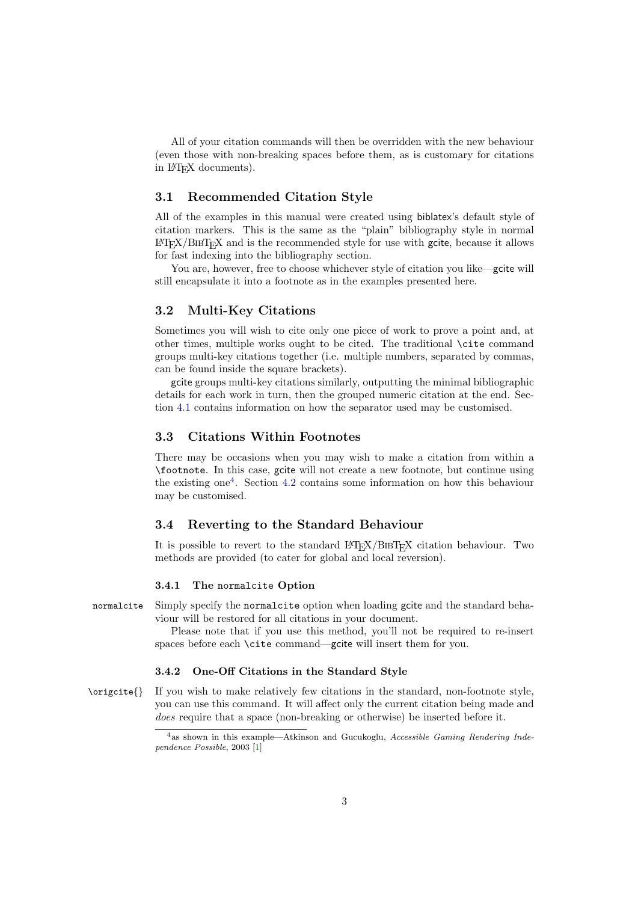All of your citation commands will then be overridden with the new behaviour (even those with non-breaking spaces before them, as is customary for citations in LaTeX documents).

## 3.1 Recommended Citation Style

All of the examples in this manual were created using biblatex's default style of citation markers. This is the same as the "plain" bibliography style in normal LaTeX/BibTeX and is the recommended style for use with gcite, because it allows for fast indexing into the bibliography section.

You are, however, free to choose whichever style of citation you like—gcite will still encapsulate it into a footnote as in the examples presented here.

## 3.2 Multi-Key Citations

Sometimes you will wish to cite only one piece of work to prove a point and, at other times, multiple works ought to be cited. The traditional `\cite` command groups multi-key citations together (i.e. multiple numbers, separated by commas, can be found inside the square brackets).

gcite groups multi-key citations similarly, outputting the minimal bibliographic details for each work in turn, then the grouped numeric citation at the end. Section 4.1 contains information on how the separator used may be customised.

## 3.3 Citations Within Footnotes

There may be occasions when you may wish to make a citation from within a `\footnote`. In this case, gcite will not create a new footnote, but continue using the existing one[4]. Section 4.2 contains some information on how this behaviour may be customised.

## 3.4 Reverting to the Standard Behaviour

It is possible to revert to the standard LaTeX/BibTeX citation behaviour. Two methods are provided (to cater for global and local reversion).

### 3.4.1 The `normalcite` Option

`normalcite` Simply specify the `normalcite` option when loading gcite and the standard behaviour will be restored for all citations in your document.

Please note that if you use this method, you'll not be required to re-insert spaces before each `\cite` command—gcite will insert them for you.

### 3.4.2 One-Off Citations in the Standard Style

`\origcite{}` If you wish to make relatively few citations in the standard, non-footnote style, you can use this command. It will affect only the current citation being made and *does* require that a space (non-breaking or otherwise) be inserted before it.

[4] as shown in this example—Atkinson and Gucukoglu, *Accessible Gaming Rendering Independence Possible*, 2003 [1]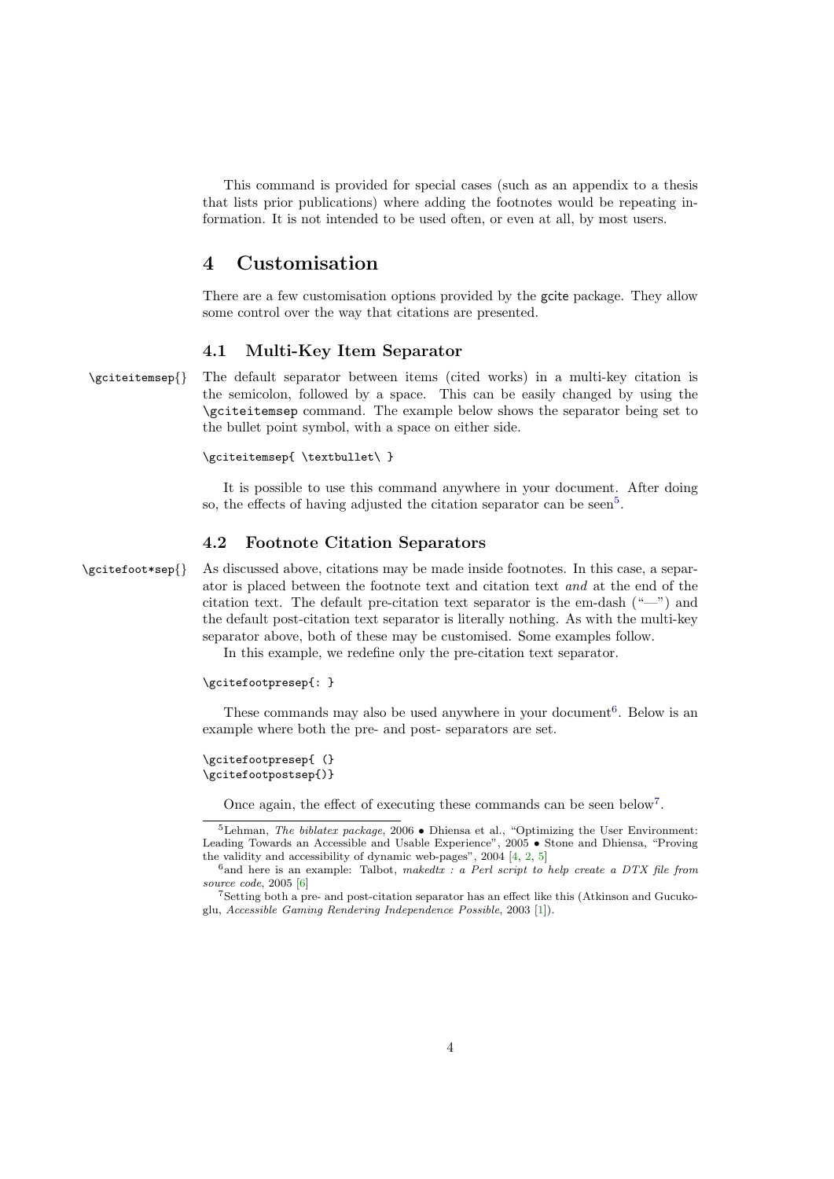This command is provided for special cases (such as an appendix to a thesis that lists prior publications) where adding the footnotes would be repeating information. It is not intended to be used often, or even at all, by most users.

# 4 Customisation

There are a few customisation options provided by the gcite package. They allow some control over the way that citations are presented.

## 4.1 Multi-Key Item Separator

`\gciteitemsep{}` The default separator between items (cited works) in a multi-key citation is the semicolon, followed by a space. This can be easily changed by using the `\gciteitemsep` command. The example below shows the separator being set to the bullet point symbol, with a space on either side.

```
\gciteitemsep{ \textbullet\ }
```

It is possible to use this command anywhere in your document. After doing so, the effects of having adjusted the citation separator can be seen[5].

## 4.2 Footnote Citation Separators

`\gcitefoot*sep{}` As discussed above, citations may be made inside footnotes. In this case, a separator is placed between the footnote text and citation text *and* at the end of the citation text. The default pre-citation text separator is the em-dash ("—") and the default post-citation text separator is literally nothing. As with the multi-key separator above, both of these may be customised. Some examples follow.

In this example, we redefine only the pre-citation text separator.

```
\gcitefootpresep{: }
```

These commands may also be used anywhere in your document[6]. Below is an example where both the pre- and post- separators are set.

```
\gcitefootpresep{ (}
\gcitefootpostsep{)}
```

Once again, the effect of executing these commands can be seen below[7].

---

[5] Lehman, *The biblatex package*, 2006 • Dhiensa et al., "Optimizing the User Environment: Leading Towards an Accessible and Usable Experience", 2005 • Stone and Dhiensa, "Proving the validity and accessibility of dynamic web-pages", 2004 [4, 2, 5]

[6] and here is an example: Talbot, *makedtx : a Perl script to help create a DTX file from source code*, 2005 [6]

[7] Setting both a pre- and post-citation separator has an effect like this (Atkinson and Gucukoglu, *Accessible Gaming Rendering Independence Possible*, 2003 [1]).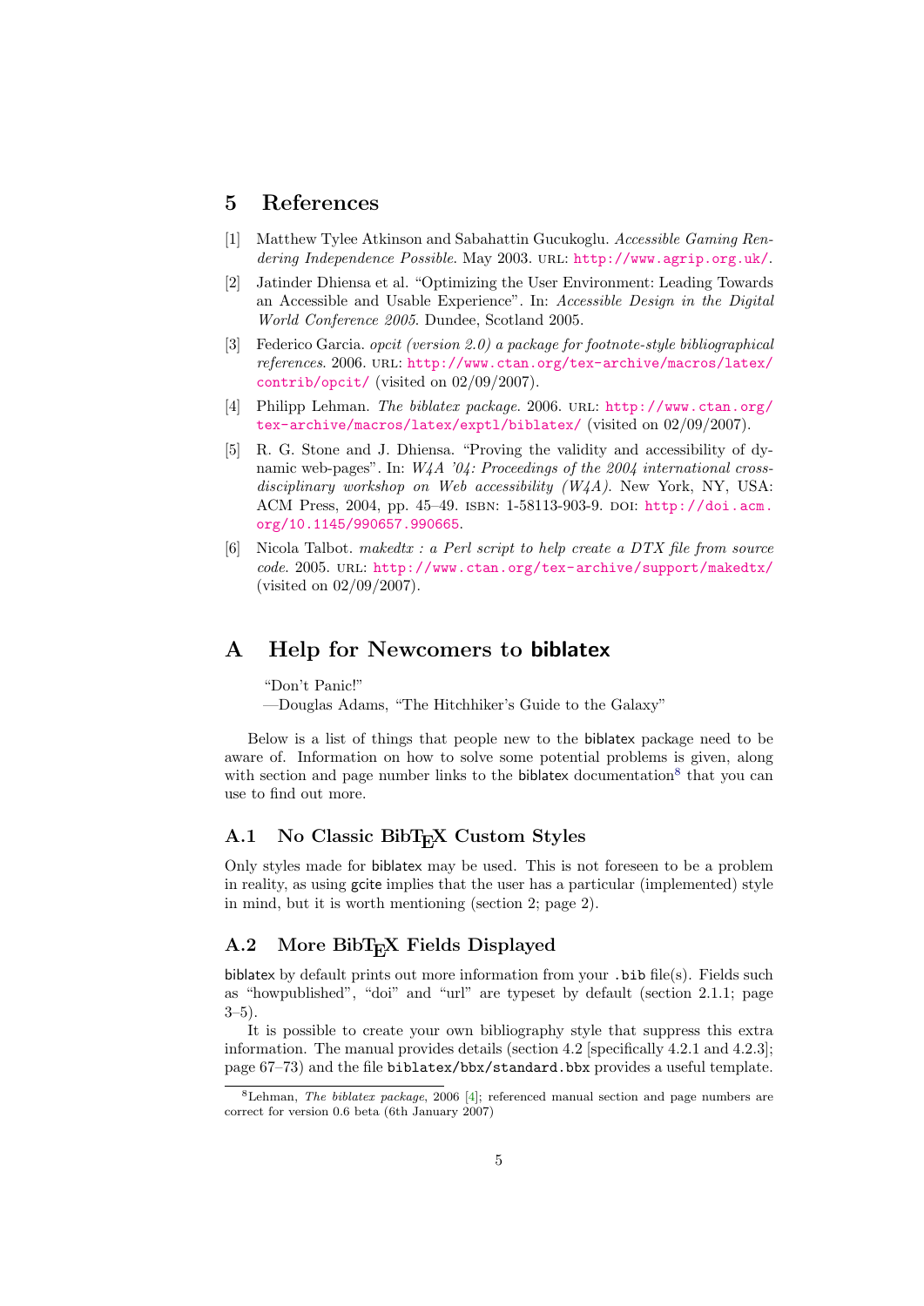## 5 References

[1] Matthew Tylee Atkinson and Sabahattin Gucukoglu. *Accessible Gaming Rendering Independence Possible*. May 2003. URL: http://www.agrip.org.uk/.

[2] Jatinder Dhiensa et al. "Optimizing the User Environment: Leading Towards an Accessible and Usable Experience". In: *Accessible Design in the Digital World Conference 2005*. Dundee, Scotland 2005.

[3] Federico Garcia. *opcit (version 2.0) a package for footnote-style bibliographical references*. 2006. URL: http://www.ctan.org/tex-archive/macros/latex/contrib/opcit/ (visited on 02/09/2007).

[4] Philipp Lehman. *The biblatex package*. 2006. URL: http://www.ctan.org/tex-archive/macros/latex/exptl/biblatex/ (visited on 02/09/2007).

[5] R. G. Stone and J. Dhiensa. "Proving the validity and accessibility of dynamic web-pages". In: *W4A '04: Proceedings of the 2004 international cross-disciplinary workshop on Web accessibility (W4A)*. New York, NY, USA: ACM Press, 2004, pp. 45–49. ISBN: 1-58113-903-9. DOI: http://doi.acm.org/10.1145/990657.990665.

[6] Nicola Talbot. *makedtx : a Perl script to help create a DTX file from source code*. 2005. URL: http://www.ctan.org/tex-archive/support/makedtx/ (visited on 02/09/2007).

## A Help for Newcomers to biblatex

"Don't Panic!"
—Douglas Adams, "The Hitchhiker's Guide to the Galaxy"

Below is a list of things that people new to the biblatex package need to be aware of. Information on how to solve some potential problems is given, along with section and page number links to the biblatex documentation[8] that you can use to find out more.

### A.1 No Classic BibTEX Custom Styles

Only styles made for biblatex may be used. This is not foreseen to be a problem in reality, as using gcite implies that the user has a particular (implemented) style in mind, but it is worth mentioning (section 2; page 2).

### A.2 More BibTEX Fields Displayed

biblatex by default prints out more information from your .bib file(s). Fields such as "howpublished", "doi" and "url" are typeset by default (section 2.1.1; page 3–5).

It is possible to create your own bibliography style that suppress this extra information. The manual provides details (section 4.2 [specifically 4.2.1 and 4.2.3]; page 67–73) and the file biblatex/bbx/standard.bbx provides a useful template.

[8] Lehman, *The biblatex package*, 2006 [4]; referenced manual section and page numbers are correct for version 0.6 beta (6th January 2007)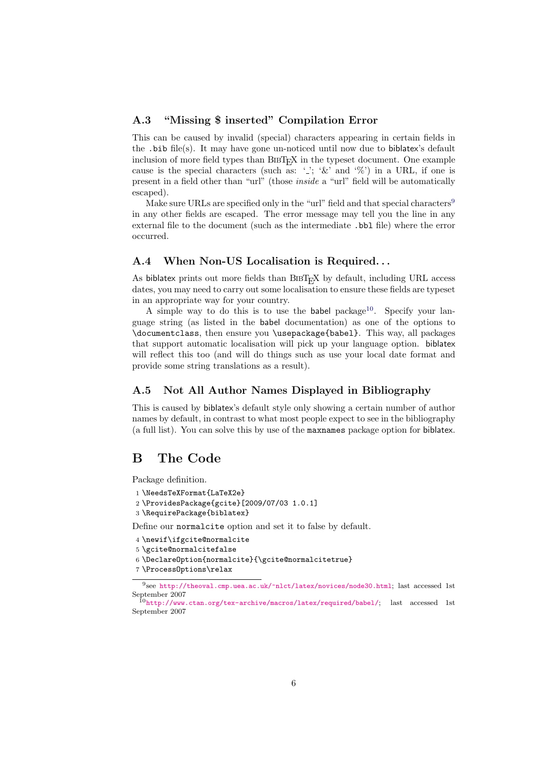### A.3 “Missing $ inserted” Compilation Error

This can be caused by invalid (special) characters appearing in certain fields in the .bib file(s). It may have gone un-noticed until now due to biblatex’s default inclusion of more field types than BibTeX in the typeset document. One example cause is the special characters (such as: ‘_’; ‘&’ and ‘%’) in a URL, if one is present in a field other than “url” (those *inside* a “url” field will be automatically escaped).

Make sure URLs are specified only in the “url” field and that special characters[9] in any other fields are escaped. The error message may tell you the line in any external file to the document (such as the intermediate .bbl file) where the error occurred.

### A.4 When Non-US Localisation is Required. . .

As biblatex prints out more fields than BibTeX by default, including URL access dates, you may need to carry out some localisation to ensure these fields are typeset in an appropriate way for your country.

A simple way to do this is to use the babel package[10]. Specify your language string (as listed in the babel documentation) as one of the options to \documentclass, then ensure you \usepackage{babel}. This way, all packages that support automatic localisation will pick up your language option. biblatex will reflect this too (and will do things such as use your local date format and provide some string translations as a result).

### A.5 Not All Author Names Displayed in Bibliography

This is caused by biblatex’s default style only showing a certain number of author names by default, in contrast to what most people expect to see in the bibliography (a full list). You can solve this by use of the maxnames package option for biblatex.

## B The Code

Package definition.

```
1 \NeedsTeXFormat{LaTeX2e}
2 \ProvidesPackage{gcite}[2009/07/03 1.0.1]
3 \RequirePackage{biblatex}
```

Define our normalcite option and set it to false by default.

```
4 \newif\ifgcite@normalcite
5 \gcite@normalcitefalse
6 \DeclareOption{normalcite}{\gcite@normalcitetrue}
7 \ProcessOptions\relax
```

---

[9] see http://theoval.cmp.uea.ac.uk/~nlct/latex/novices/node30.html; last accessed 1st September 2007

[10] http://www.ctan.org/tex-archive/macros/latex/required/babel/; last accessed 1st September 2007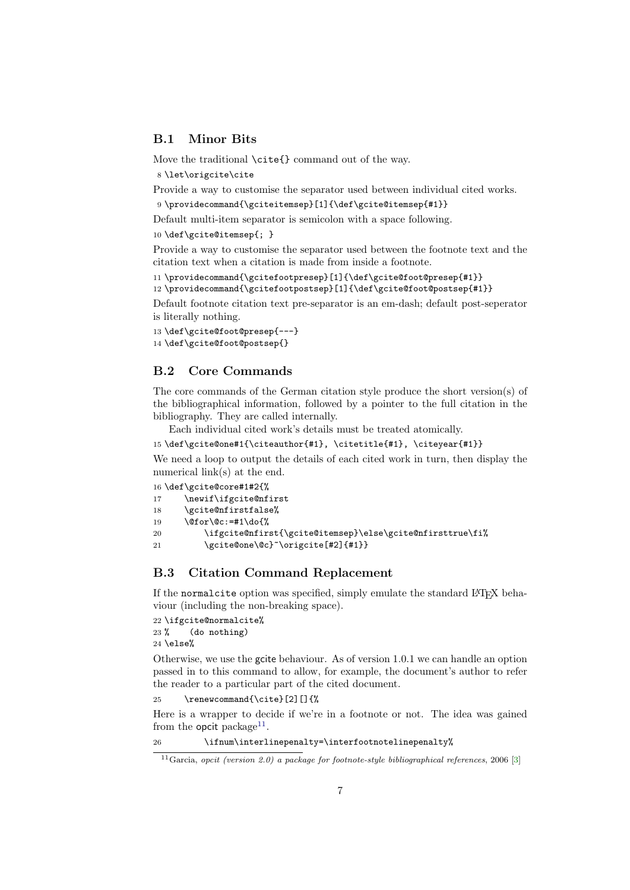### B.1 Minor Bits

Move the traditional `\cite{}` command out of the way.

```
8 \let\origcite\cite
```

Provide a way to customise the separator used between individual cited works.

```
9 \providecommand{\gciteitemsep}[1]{\def\gcite@itemsep{#1}}
```

Default multi-item separator is semicolon with a space following.

```
10 \def\gcite@itemsep{; }
```

Provide a way to customise the separator used between the footnote text and the citation text when a citation is made from inside a footnote.

```
11 \providecommand{\gcitefootpresep}[1]{\def\gcite@foot@presep{#1}}
12 \providecommand{\gcitefootpostsep}[1]{\def\gcite@foot@postsep{#1}}
```

Default footnote citation text pre-separator is an em-dash; default post-seperator is literally nothing.

```
13 \def\gcite@foot@presep{---}
14 \def\gcite@foot@postsep{}
```

### B.2 Core Commands

The core commands of the German citation style produce the short version(s) of the bibliographical information, followed by a pointer to the full citation in the bibliography. They are called internally.

Each individual cited work's details must be treated atomically.

```
15 \def\gcite@one#1{\citeauthor{#1}, \citetitle{#1}, \citeyear{#1}}
```

We need a loop to output the details of each cited work in turn, then display the numerical link(s) at the end.

```
16 \def\gcite@core#1#2{%
17     \newif\ifgcite@nfirst
18     \gcite@nfirstfalse%
19     \@for\@c:=#1\do{%
20         \ifgcite@nfirst{\gcite@itemsep}\else\gcite@nfirsttrue\fi%
21         \gcite@one\@c}~\origcite[#2]{#1}}
```

### B.3 Citation Command Replacement

If the `normalcite` option was specified, simply emulate the standard LaTeX behaviour (including the non-breaking space).

```
22 \ifgcite@normalcite%
23 %    (do nothing)
24 \else%
```

Otherwise, we use the gcite behaviour. As of version 1.0.1 we can handle an option passed in to this command to allow, for example, the document's author to refer the reader to a particular part of the cited document.

```
25     \renewcommand{\cite}[2][]{%
```

Here is a wrapper to decide if we're in a footnote or not. The idea was gained from the opcit package[11].

```
26         \ifnum\interlinepenalty=\interfootnotelinepenalty%
```

[11] Garcia, *opcit (version 2.0) a package for footnote-style bibliographical references*, 2006 [3]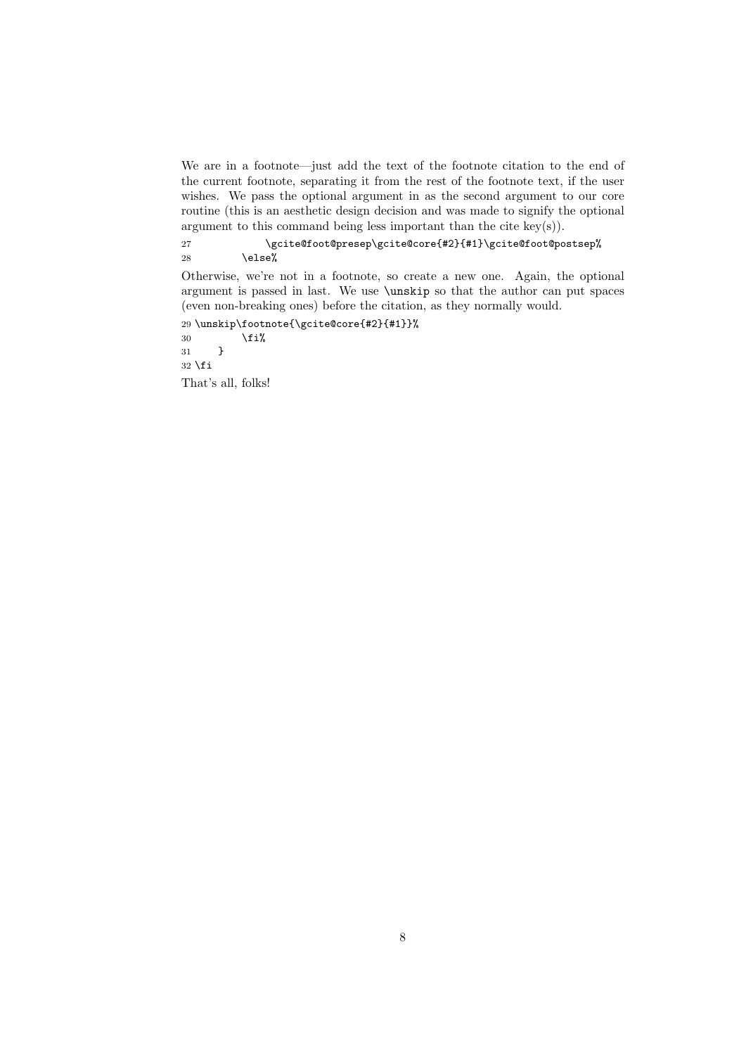We are in a footnote—just add the text of the footnote citation to the end of the current footnote, separating it from the rest of the footnote text, if the user wishes. We pass the optional argument in as the second argument to our core routine (this is an aesthetic design decision and was made to signify the optional argument to this command being less important than the cite key(s)).

```
27             \gcite@foot@presep\gcite@core{#2}{#1}\gcite@foot@postsep%
28         \else%
```

Otherwise, we're not in a footnote, so create a new one. Again, the optional argument is passed in last. We use `\unskip` so that the author can put spaces (even non-breaking ones) before the citation, as they normally would.

```
29 \unskip\footnote{\gcite@core{#2}{#1}}%
30         \fi%
31     }
32 \fi
```

That's all, folks!